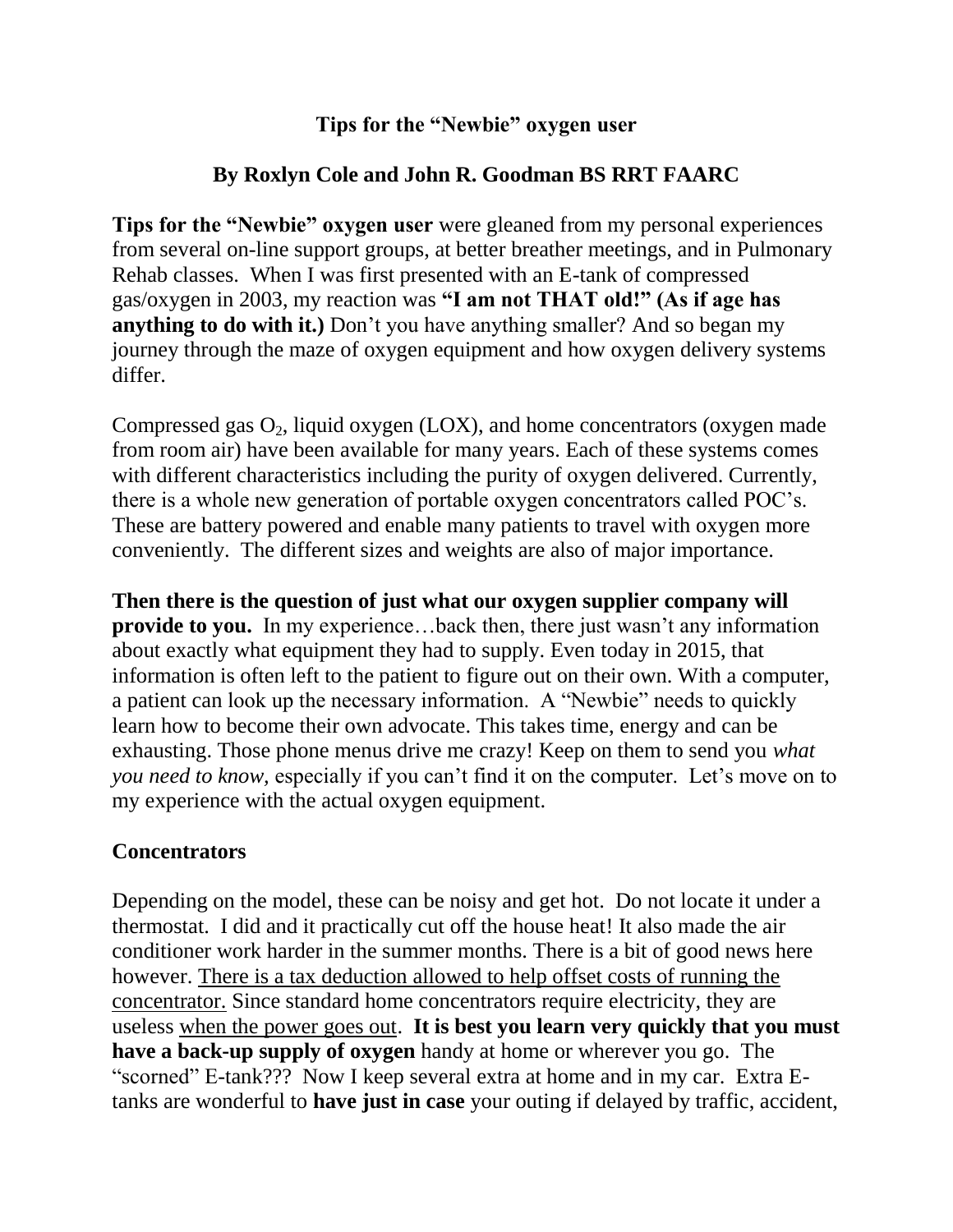# Tips for the "Newbie" oxygen user

## By Roxlyn Cole and John R. Goodman BS RRT FAARC

**Tips for the "Newbie" oxygen user** were gleaned from my personal experiences from several on-line support groups, at better breather meetings, and in Pulmonary Rehab classes. When I was first presented with an E-tank of compressed gas/oxygen in 2003, my reaction was **"I am not THAT old!" (As if age has anything to do with it.)** Don't you have anything smaller? And so began my journey through the maze of oxygen equipment and how oxygen delivery systems differ.

Compressed gas $O_2$, liquid oxygen (LOX), and home concentrators (oxygen made from room air) have been available for many years. Each of these systems comes with different characteristics including the purity of oxygen delivered. Currently, there is a whole new generation of portable oxygen concentrators called POC's. These are battery powered and enable many patients to travel with oxygen more conveniently. The different sizes and weights are also of major importance.

**Then there is the question of just what our oxygen supplier company will provide to you.** In my experience…back then, there just wasn't any information about exactly what equipment they had to supply. Even today in 2015, that information is often left to the patient to figure out on their own. With a computer, a patient can look up the necessary information. A "Newbie" needs to quickly learn how to become their own advocate. This takes time, energy and can be exhausting. Those phone menus drive me crazy! Keep on them to send you *what you need to know,* especially if you can't find it on the computer. Let's move on to my experience with the actual oxygen equipment.

### Concentrators

Depending on the model, these can be noisy and get hot. Do not locate it under a thermostat. I did and it practically cut off the house heat! It also made the air conditioner work harder in the summer months. There is a bit of good news here however. <u>There is a tax deduction allowed to help offset costs of running the concentrator.</u> Since standard home concentrators require electricity, they are useless <u>when the power goes out</u>. **It is best you learn very quickly that you must have a back-up supply of oxygen** handy at home or wherever you go. The "scorned" E-tank??? Now I keep several extra at home and in my car. Extra E-tanks are wonderful to **have just in case** your outing if delayed by traffic, accident,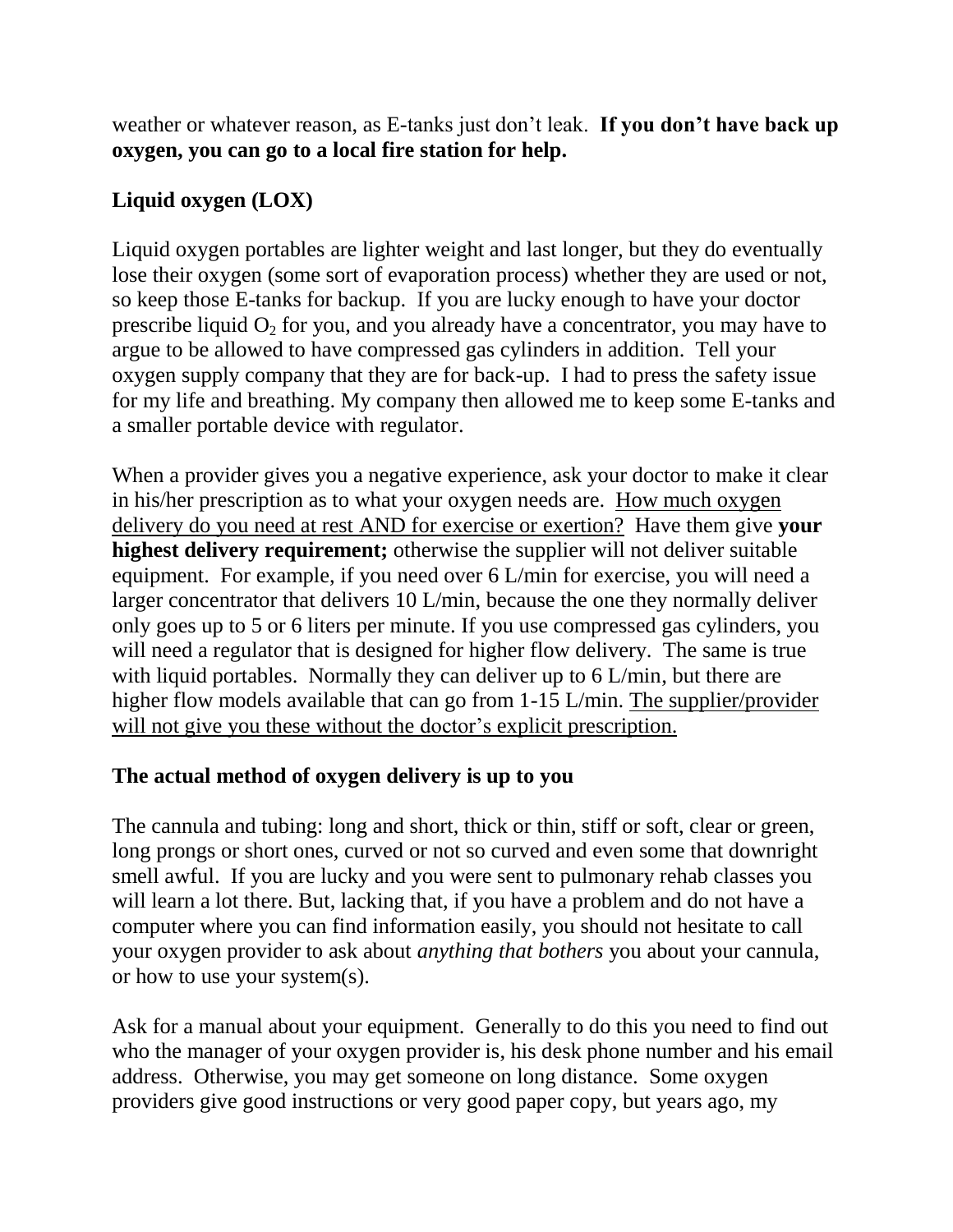weather or whatever reason, as E-tanks just don't leak. **If you don't have back up oxygen, you can go to a local fire station for help.**

## Liquid oxygen (LOX)

Liquid oxygen portables are lighter weight and last longer, but they do eventually lose their oxygen (some sort of evaporation process) whether they are used or not, so keep those E-tanks for backup. If you are lucky enough to have your doctor prescribe liquid $O_2$ for you, and you already have a concentrator, you may have to argue to be allowed to have compressed gas cylinders in addition. Tell your oxygen supply company that they are for back-up. I had to press the safety issue for my life and breathing. My company then allowed me to keep some E-tanks and a smaller portable device with regulator.

When a provider gives you a negative experience, ask your doctor to make it clear in his/her prescription as to what your oxygen needs are. How much oxygen delivery do you need at rest AND for exercise or exertion? Have them give **your highest delivery requirement;** otherwise the supplier will not deliver suitable equipment. For example, if you need over 6 L/min for exercise, you will need a larger concentrator that delivers 10 L/min, because the one they normally deliver only goes up to 5 or 6 liters per minute. If you use compressed gas cylinders, you will need a regulator that is designed for higher flow delivery. The same is true with liquid portables. Normally they can deliver up to 6 L/min, but there are higher flow models available that can go from 1-15 L/min. The supplier/provider will not give you these without the doctor's explicit prescription.

## The actual method of oxygen delivery is up to you

The cannula and tubing: long and short, thick or thin, stiff or soft, clear or green, long prongs or short ones, curved or not so curved and even some that downright smell awful. If you are lucky and you were sent to pulmonary rehab classes you will learn a lot there. But, lacking that, if you have a problem and do not have a computer where you can find information easily, you should not hesitate to call your oxygen provider to ask about *anything that bothers* you about your cannula, or how to use your system(s).

Ask for a manual about your equipment. Generally to do this you need to find out who the manager of your oxygen provider is, his desk phone number and his email address. Otherwise, you may get someone on long distance. Some oxygen providers give good instructions or very good paper copy, but years ago, my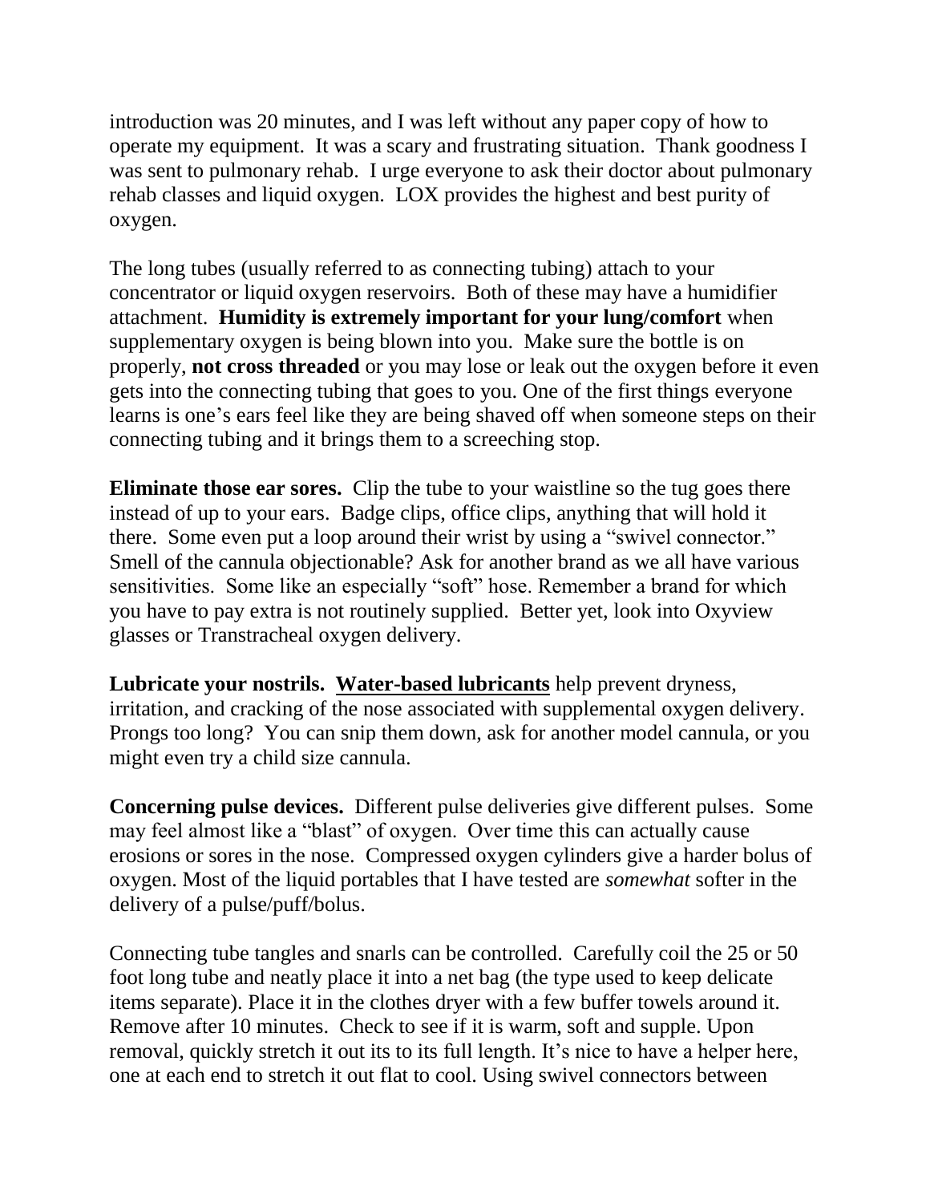introduction was 20 minutes, and I was left without any paper copy of how to operate my equipment. It was a scary and frustrating situation. Thank goodness I was sent to pulmonary rehab. I urge everyone to ask their doctor about pulmonary rehab classes and liquid oxygen. LOX provides the highest and best purity of oxygen.

The long tubes (usually referred to as connecting tubing) attach to your concentrator or liquid oxygen reservoirs. Both of these may have a humidifier attachment. **Humidity is extremely important for your lung/comfort** when supplementary oxygen is being blown into you. Make sure the bottle is on properly, **not cross threaded** or you may lose or leak out the oxygen before it even gets into the connecting tubing that goes to you. One of the first things everyone learns is one's ears feel like they are being shaved off when someone steps on their connecting tubing and it brings them to a screeching stop.

**Eliminate those ear sores.** Clip the tube to your waistline so the tug goes there instead of up to your ears. Badge clips, office clips, anything that will hold it there. Some even put a loop around their wrist by using a "swivel connector." Smell of the cannula objectionable? Ask for another brand as we all have various sensitivities. Some like an especially "soft" hose. Remember a brand for which you have to pay extra is not routinely supplied. Better yet, look into Oxyview glasses or Transtracheal oxygen delivery.

**Lubricate your nostrils.** **<u>Water-based lubricants</u>** help prevent dryness, irritation, and cracking of the nose associated with supplemental oxygen delivery. Prongs too long? You can snip them down, ask for another model cannula, or you might even try a child size cannula.

**Concerning pulse devices.** Different pulse deliveries give different pulses. Some may feel almost like a "blast" of oxygen. Over time this can actually cause erosions or sores in the nose. Compressed oxygen cylinders give a harder bolus of oxygen. Most of the liquid portables that I have tested are *somewhat* softer in the delivery of a pulse/puff/bolus.

Connecting tube tangles and snarls can be controlled. Carefully coil the 25 or 50 foot long tube and neatly place it into a net bag (the type used to keep delicate items separate). Place it in the clothes dryer with a few buffer towels around it. Remove after 10 minutes. Check to see if it is warm, soft and supple. Upon removal, quickly stretch it out its to its full length. It's nice to have a helper here, one at each end to stretch it out flat to cool. Using swivel connectors between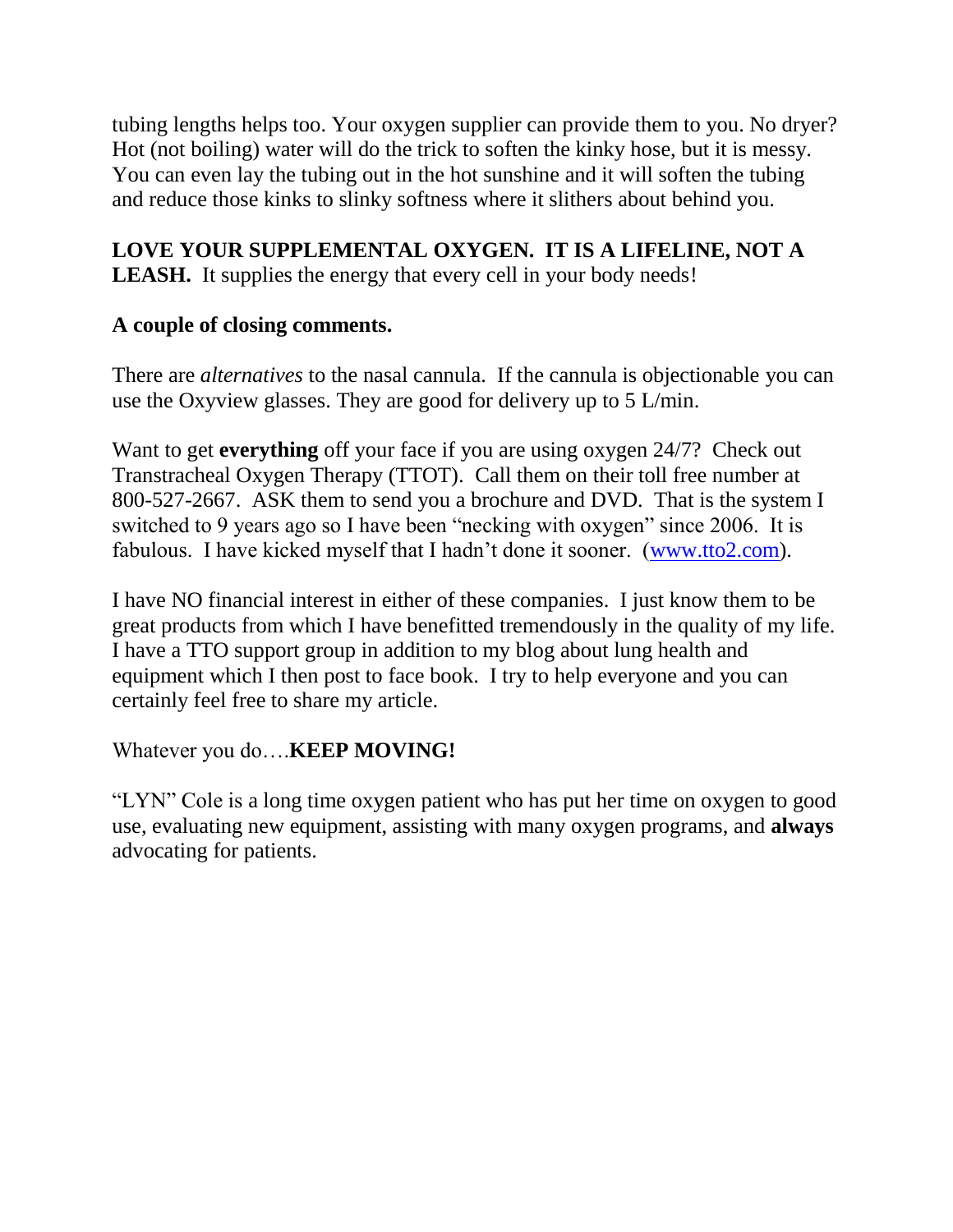tubing lengths helps too. Your oxygen supplier can provide them to you. No dryer? Hot (not boiling) water will do the trick to soften the kinky hose, but it is messy. You can even lay the tubing out in the hot sunshine and it will soften the tubing and reduce those kinks to slinky softness where it slithers about behind you.

**LOVE YOUR SUPPLEMENTAL OXYGEN. IT IS A LIFELINE, NOT A LEASH.** It supplies the energy that every cell in your body needs!

**A couple of closing comments.**

There are *alternatives* to the nasal cannula. If the cannula is objectionable you can use the Oxyview glasses. They are good for delivery up to 5 L/min.

Want to get **everything** off your face if you are using oxygen 24/7? Check out Transtracheal Oxygen Therapy (TTOT). Call them on their toll free number at 800-527-2667. ASK them to send you a brochure and DVD. That is the system I switched to 9 years ago so I have been "necking with oxygen" since 2006. It is fabulous. I have kicked myself that I hadn't done it sooner. ([www.tto2.com](http://www.tto2.com)).

I have NO financial interest in either of these companies. I just know them to be great products from which I have benefitted tremendously in the quality of my life. I have a TTO support group in addition to my blog about lung health and equipment which I then post to face book. I try to help everyone and you can certainly feel free to share my article.

Whatever you do….**KEEP MOVING!**

"LYN" Cole is a long time oxygen patient who has put her time on oxygen to good use, evaluating new equipment, assisting with many oxygen programs, and **always** advocating for patients.